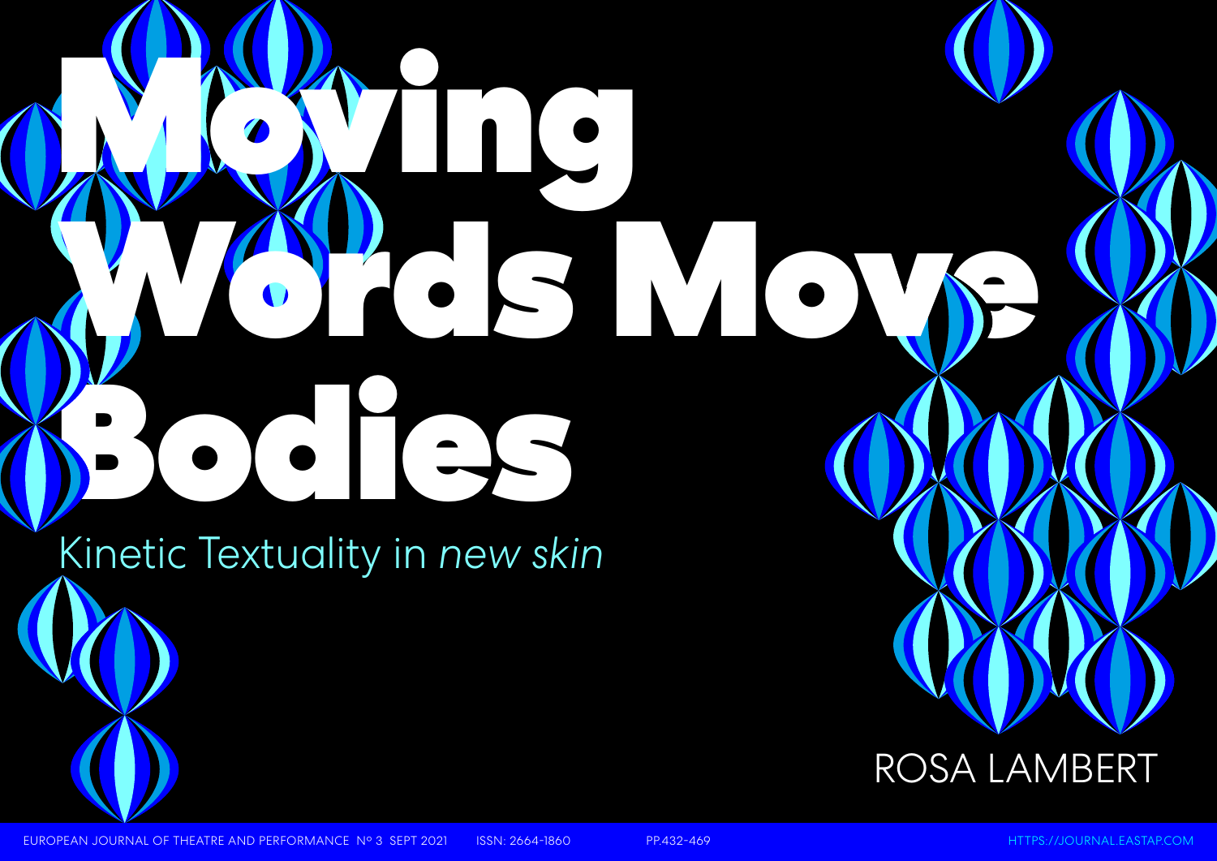# Moving Words Move Bodies

## Kinetic Textuality in *new skin*

ROSA LAMBERT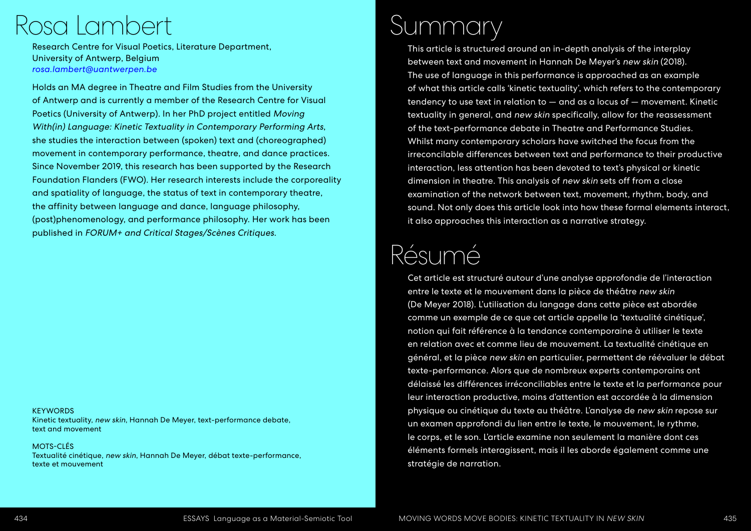# Rosa Lambert

Research Centre for Visual Poetics, Literature Department, University of Antwerp, Belgium
*rosa.lambert@uantwerpen.be*

Holds an MA degree in Theatre and Film Studies from the University of Antwerp and is currently a member of the Research Centre for Visual Poetics (University of Antwerp). In her PhD project entitled *Moving With(in) Language: Kinetic Textuality in Contemporary Performing Arts*, she studies the interaction between (spoken) text and (choreographed) movement in contemporary performance, theatre, and dance practices. Since November 2019, this research has been supported by the Research Foundation Flanders (FWO). Her research interests include the corporeality and spatiality of language, the status of text in contemporary theatre, the affinity between language and dance, language philosophy, (post)phenomenology, and performance philosophy. Her work has been published in *FORUM+ and Critical Stages/Scènes Critiques.*

KEYWORDS
Kinetic textuality, *new skin*, Hannah De Meyer, text-performance debate, text and movement

MOTS-CLÉS
Textualité cinétique, *new skin*, Hannah De Meyer, débat texte-performance, texte et mouvement

# Summary

This article is structured around an in-depth analysis of the interplay between text and movement in Hannah De Meyer's *new skin* (2018). The use of language in this performance is approached as an example of what this article calls 'kinetic textuality', which refers to the contemporary tendency to use text in relation to — and as a locus of — movement. Kinetic textuality in general, and *new skin* specifically, allow for the reassessment of the text-performance debate in Theatre and Performance Studies. Whilst many contemporary scholars have switched the focus from the irreconcilable differences between text and performance to their productive interaction, less attention has been devoted to text's physical or kinetic dimension in theatre. This analysis of *new skin* sets off from a close examination of the network between text, movement, rhythm, body, and sound. Not only does this article look into how these formal elements interact, it also approaches this interaction as a narrative strategy.

# Résumé

Cet article est structuré autour d'une analyse approfondie de l'interaction entre le texte et le mouvement dans la pièce de théâtre *new skin* (De Meyer 2018). L'utilisation du langage dans cette pièce est abordée comme un exemple de ce que cet article appelle la 'textualité cinétique', notion qui fait référence à la tendance contemporaine à utiliser le texte en relation avec et comme lieu de mouvement. La textualité cinétique en général, et la pièce *new skin* en particulier, permettent de réévaluer le débat texte-performance. Alors que de nombreux experts contemporains ont délaissé les différences irréconciliables entre le texte et la performance pour leur interaction productive, moins d'attention est accordée à la dimension physique ou cinétique du texte au théâtre. L'analyse de *new skin* repose sur un examen approfondi du lien entre le texte, le mouvement, le rythme, le corps, et le son. L'article examine non seulement la manière dont ces éléments formels interagissent, mais il les aborde également comme une stratégie de narration.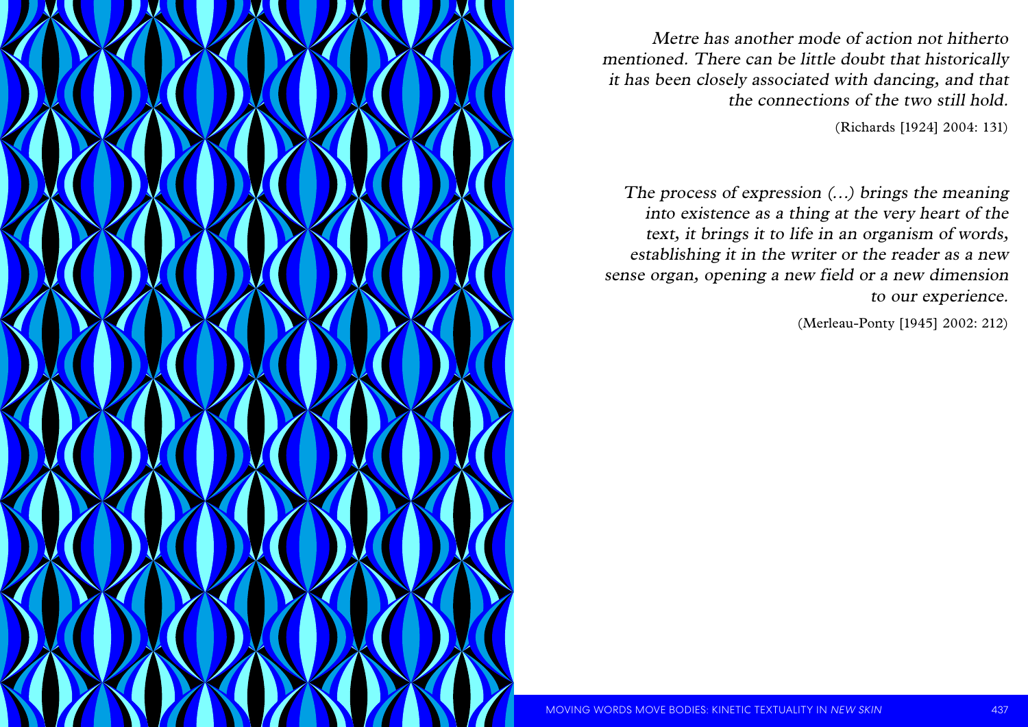*Metre has another mode of action not hitherto mentioned. There can be little doubt that historically it has been closely associated with dancing, and that the connections of the two still hold.*

(Richards [1924] 2004: 131)

*The process of expression (…) brings the meaning into existence as a thing at the very heart of the text, it brings it to life in an organism of words, establishing it in the writer or the reader as a new sense organ, opening a new field or a new dimension to our experience.*

(Merleau-Ponty [1945] 2002: 212)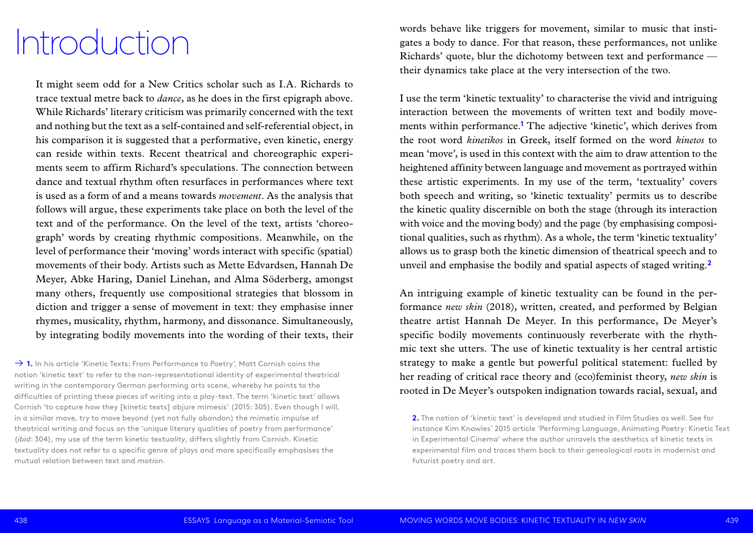# Introduction

It might seem odd for a New Critics scholar such as I.A. Richards to trace textual metre back to *dance*, as he does in the first epigraph above. While Richards' literary criticism was primarily concerned with the text and nothing but the text as a self-contained and self-referential object, in his comparison it is suggested that a performative, even kinetic, energy can reside within texts. Recent theatrical and choreographic experiments seem to affirm Richard's speculations. The connection between dance and textual rhythm often resurfaces in performances where text is used as a form of and a means towards *movement*. As the analysis that follows will argue, these experiments take place on both the level of the text and of the performance. On the level of the text, artists 'choreograph' words by creating rhythmic compositions. Meanwhile, on the level of performance their 'moving' words interact with specific (spatial) movements of their body. Artists such as Mette Edvardsen, Hannah De Meyer, Abke Haring, Daniel Linehan, and Alma Söderberg, amongst many others, frequently use compositional strategies that blossom in diction and trigger a sense of movement in text: they emphasise inner rhymes, musicality, rhythm, harmony, and dissonance. Simultaneously, by integrating bodily movements into the wording of their texts, their words behave like triggers for movement, similar to music that instigates a body to dance. For that reason, these performances, not unlike Richards' quote, blur the dichotomy between text and performance — their dynamics take place at the very intersection of the two.

I use the term 'kinetic textuality' to characterise the vivid and intriguing interaction between the movements of written text and bodily movements within performance.[1] The adjective 'kinetic', which derives from the root word *kinetikos* in Greek, itself formed on the word *kinetos* to mean 'move', is used in this context with the aim to draw attention to the heightened affinity between language and movement as portrayed within these artistic experiments. In my use of the term, 'textuality' covers both speech and writing, so 'kinetic textuality' permits us to describe the kinetic quality discernible on both the stage (through its interaction with voice and the moving body) and the page (by emphasising compositional qualities, such as rhythm). As a whole, the term 'kinetic textuality' allows us to grasp both the kinetic dimension of theatrical speech and to unveil and emphasise the bodily and spatial aspects of staged writing.[2]

An intriguing example of kinetic textuality can be found in the performance *new skin* (2018), written, created, and performed by Belgian theatre artist Hannah De Meyer. In this performance, De Meyer's specific bodily movements continuously reverberate with the rhythmic text she utters. The use of kinetic textuality is her central artistic strategy to make a gentle but powerful political statement: fuelled by her reading of critical race theory and (eco)feminist theory, *new skin* is rooted in De Meyer's outspoken indignation towards racial, sexual, and

→ **1.** In his article 'Kinetic Texts: From Performance to Poetry', Matt Cornish coins the notion 'kinetic text' to refer to the non-representational identity of experimental theatrical writing in the contemporary German performing arts scene, whereby he points to the difficulties of printing these pieces of writing into a play-text. The term 'kinetic text' allows Cornish 'to capture how they [kinetic texts] abjure mimesis' (2015: 305). Even though I will, in a similar move, try to move beyond (yet not fully abandon) the mimetic impulse of theatrical writing and focus on the 'unique literary qualities of poetry from performance' (*ibid*: 304), my use of the term kinetic text*uality*, differs slightly from Cornish. Kinetic textuality does not refer to a specific genre of plays and more specifically emphasises the mutual relation between text and *motion*.

**2.** The notion of 'kinetic text' is developed and studied in Film Studies as well. See for instance Kim Knowles' 2015 article 'Performing Language, Animating Poetry: Kinetic Text in Experimental Cinema' where the author unravels the aesthetics of kinetic texts in experimental film and traces them back to their genealogical roots in modernist and futurist poetry and art.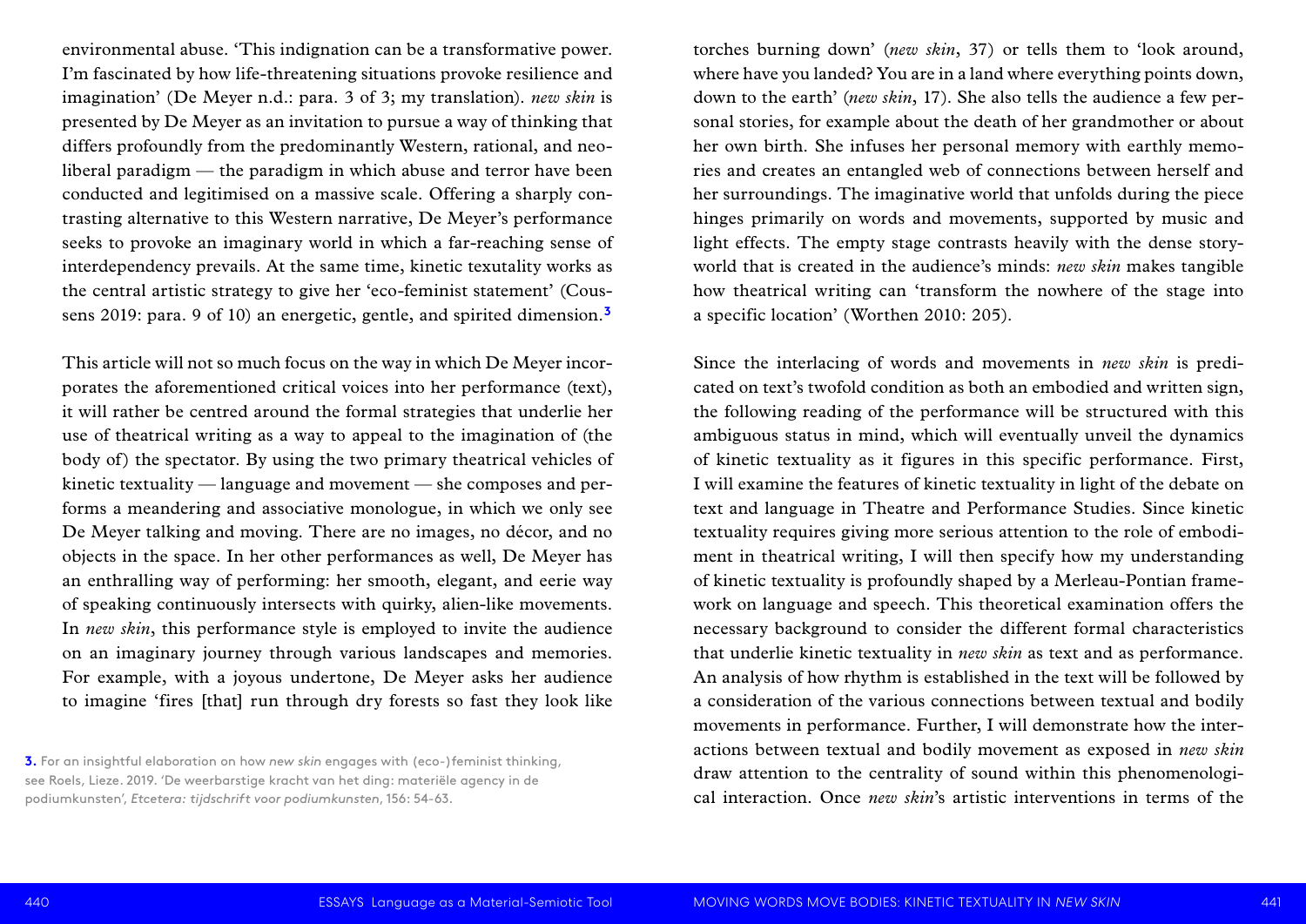environmental abuse. 'This indignation can be a transformative power. I'm fascinated by how life-threatening situations provoke resilience and imagination' (De Meyer n.d.: para. 3 of 3; my translation). *new skin* is presented by De Meyer as an invitation to pursue a way of thinking that differs profoundly from the predominantly Western, rational, and neoliberal paradigm — the paradigm in which abuse and terror have been conducted and legitimised on a massive scale. Offering a sharply contrasting alternative to this Western narrative, De Meyer's performance seeks to provoke an imaginary world in which a far-reaching sense of interdependency prevails. At the same time, kinetic texutality works as the central artistic strategy to give her 'eco-feminist statement' (Coussens 2019: para. 9 of 10) an energetic, gentle, and spirited dimension.[3]

This article will not so much focus on the way in which De Meyer incorporates the aforementioned critical voices into her performance (text), it will rather be centred around the formal strategies that underlie her use of theatrical writing as a way to appeal to the imagination of (the body of) the spectator. By using the two primary theatrical vehicles of kinetic textuality — language and movement — she composes and performs a meandering and associative monologue, in which we only see De Meyer talking and moving. There are no images, no décor, and no objects in the space. In her other performances as well, De Meyer has an enthralling way of performing: her smooth, elegant, and eerie way of speaking continuously intersects with quirky, alien-like movements. In *new skin*, this performance style is employed to invite the audience on an imaginary journey through various landscapes and memories. For example, with a joyous undertone, De Meyer asks her audience to imagine 'fires [that] run through dry forests so fast they look like torches burning down' (*new skin*, 37) or tells them to 'look around, where have you landed? You are in a land where everything points down, down to the earth' (*new skin*, 17). She also tells the audience a few personal stories, for example about the death of her grandmother or about her own birth. She infuses her personal memory with earthly memories and creates an entangled web of connections between herself and her surroundings. The imaginative world that unfolds during the piece hinges primarily on words and movements, supported by music and light effects. The empty stage contrasts heavily with the dense storyworld that is created in the audience's minds: *new skin* makes tangible how theatrical writing can 'transform the nowhere of the stage into a specific location' (Worthen 2010: 205).

Since the interlacing of words and movements in *new skin* is predicated on text's twofold condition as both an embodied and written sign, the following reading of the performance will be structured with this ambiguous status in mind, which will eventually unveil the dynamics of kinetic textuality as it figures in this specific performance. First, I will examine the features of kinetic textuality in light of the debate on text and language in Theatre and Performance Studies. Since kinetic textuality requires giving more serious attention to the role of embodiment in theatrical writing, I will then specify how my understanding of kinetic textuality is profoundly shaped by a Merleau-Pontian framework on language and speech. This theoretical examination offers the necessary background to consider the different formal characteristics that underlie kinetic textuality in *new skin* as text and as performance. An analysis of how rhythm is established in the text will be followed by a consideration of the various connections between textual and bodily movements in performance. Further, I will demonstrate how the interactions between textual and bodily movement as exposed in *new skin* draw attention to the centrality of sound within this phenomenological interaction. Once *new skin*'s artistic interventions in terms of the

---

**3.** For an insightful elaboration on how *new skin* engages with (eco-)feminist thinking, see Roels, Lieze. 2019. 'De weerbarstige kracht van het ding: materiële agency in de podiumkunsten', *Etcetera: tijdschrift voor podiumkunsten*, 156: 54-63.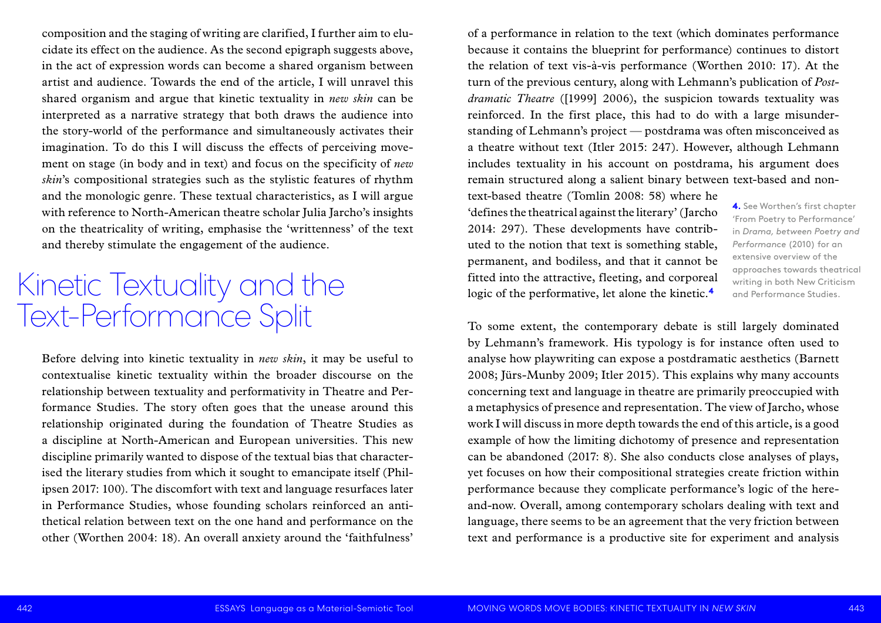composition and the staging of writing are clarified, I further aim to elucidate its effect on the audience. As the second epigraph suggests above, in the act of expression words can become a shared organism between artist and audience. Towards the end of the article, I will unravel this shared organism and argue that kinetic textuality in *new skin* can be interpreted as a narrative strategy that both draws the audience into the story-world of the performance and simultaneously activates their imagination. To do this I will discuss the effects of perceiving movement on stage (in body and in text) and focus on the specificity of *new skin*'s compositional strategies such as the stylistic features of rhythm and the monologic genre. These textual characteristics, as I will argue with reference to North-American theatre scholar Julia Jarcho's insights on the theatricality of writing, emphasise the 'writtenness' of the text and thereby stimulate the engagement of the audience.

## Kinetic Textuality and the Text-Performance Split

Before delving into kinetic textuality in *new skin*, it may be useful to contextualise kinetic textuality within the broader discourse on the relationship between textuality and performativity in Theatre and Performance Studies. The story often goes that the unease around this relationship originated during the foundation of Theatre Studies as a discipline at North-American and European universities. This new discipline primarily wanted to dispose of the textual bias that characterised the literary studies from which it sought to emancipate itself (Philipsen 2017: 100). The discomfort with text and language resurfaces later in Performance Studies, whose founding scholars reinforced an antithetical relation between text on the one hand and performance on the other (Worthen 2004: 18). An overall anxiety around the 'faithfulness' of a performance in relation to the text (which dominates performance because it contains the blueprint for performance) continues to distort the relation of text vis-à-vis performance (Worthen 2010: 17). At the turn of the previous century, along with Lehmann's publication of *Postdramatic Theatre* ([1999] 2006), the suspicion towards textuality was reinforced. In the first place, this had to do with a large misunderstanding of Lehmann's project — postdrama was often misconceived as a theatre without text (Itler 2015: 247). However, although Lehmann includes textuality in his account on postdrama, his argument does remain structured along a salient binary between text-based and non-text-based theatre (Tomlin 2008: 58) where he 'defines the theatrical against the literary' (Jarcho 2014: 297). These developments have contributed to the notion that text is something stable, permanent, and bodiless, and that it cannot be fitted into the attractive, fleeting, and corporeal logic of the performative, let alone the kinetic.[4]

To some extent, the contemporary debate is still largely dominated by Lehmann's framework. His typology is for instance often used to analyse how playwriting can expose a postdramatic aesthetics (Barnett 2008; Jürs-Munby 2009; Itler 2015). This explains why many accounts concerning text and language in theatre are primarily preoccupied with a metaphysics of presence and representation. The view of Jarcho, whose work I will discuss in more depth towards the end of this article, is a good example of how the limiting dichotomy of presence and representation can be abandoned (2017: 8). She also conducts close analyses of plays, yet focuses on how their compositional strategies create friction within performance because they complicate performance's logic of the here-and-now. Overall, among contemporary scholars dealing with text and language, there seems to be an agreement that the very friction between text and performance is a productive site for experiment and analysis

4. See Worthen's first chapter 'From Poetry to Performance' in *Drama, between Poetry and Performance* (2010) for an extensive overview of the approaches towards theatrical writing in both New Criticism and Performance Studies.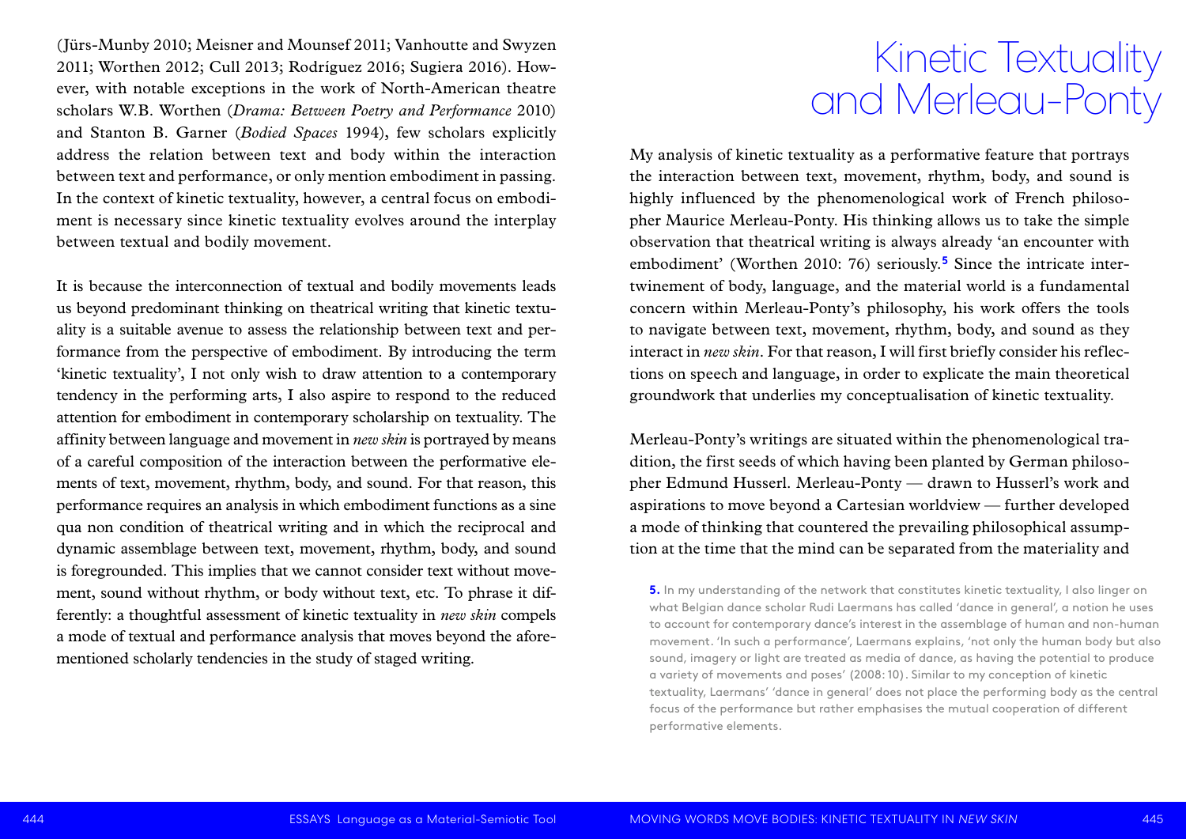(Jürs-Munby 2010; Meisner and Mounsef 2011; Vanhoutte and Swyzen 2011; Worthen 2012; Cull 2013; Rodríguez 2016; Sugiera 2016). However, with notable exceptions in the work of North-American theatre scholars W.B. Worthen (*Drama: Between Poetry and Performance* 2010) and Stanton B. Garner (*Bodied Spaces* 1994), few scholars explicitly address the relation between text and body within the interaction between text and performance, or only mention embodiment in passing. In the context of kinetic textuality, however, a central focus on embodiment is necessary since kinetic textuality evolves around the interplay between textual and bodily movement.

It is because the interconnection of textual and bodily movements leads us beyond predominant thinking on theatrical writing that kinetic textuality is a suitable avenue to assess the relationship between text and performance from the perspective of embodiment. By introducing the term 'kinetic textuality', I not only wish to draw attention to a contemporary tendency in the performing arts, I also aspire to respond to the reduced attention for embodiment in contemporary scholarship on textuality. The affinity between language and movement in *new skin* is portrayed by means of a careful composition of the interaction between the performative elements of text, movement, rhythm, body, and sound. For that reason, this performance requires an analysis in which embodiment functions as a sine qua non condition of theatrical writing and in which the reciprocal and dynamic assemblage between text, movement, rhythm, body, and sound is foregrounded. This implies that we cannot consider text without movement, sound without rhythm, or body without text, etc. To phrase it differently: a thoughtful assessment of kinetic textuality in *new skin* compels a mode of textual and performance analysis that moves beyond the aforementioned scholarly tendencies in the study of staged writing.

# Kinetic Textuality and Merleau-Ponty

My analysis of kinetic textuality as a performative feature that portrays the interaction between text, movement, rhythm, body, and sound is highly influenced by the phenomenological work of French philosopher Maurice Merleau-Ponty. His thinking allows us to take the simple observation that theatrical writing is always already 'an encounter with embodiment' (Worthen 2010: 76) seriously.[5] Since the intricate intertwinement of body, language, and the material world is a fundamental concern within Merleau-Ponty's philosophy, his work offers the tools to navigate between text, movement, rhythm, body, and sound as they interact in *new skin*. For that reason, I will first briefly consider his reflections on speech and language, in order to explicate the main theoretical groundwork that underlies my conceptualisation of kinetic textuality.

Merleau-Ponty's writings are situated within the phenomenological tradition, the first seeds of which having been planted by German philosopher Edmund Husserl. Merleau-Ponty — drawn to Husserl's work and aspirations to move beyond a Cartesian worldview — further developed a mode of thinking that countered the prevailing philosophical assumption at the time that the mind can be separated from the materiality and

**5.** In my understanding of the network that constitutes kinetic textuality, I also linger on what Belgian dance scholar Rudi Laermans has called 'dance in general', a notion he uses to account for contemporary dance's interest in the assemblage of human and non-human movement. 'In such a performance', Laermans explains, 'not only the human body but also sound, imagery or light are treated as media of dance, as having the potential to produce a variety of movements and poses' (2008: 10). Similar to my conception of kinetic textuality, Laermans' 'dance in general' does not place the performing body as the central focus of the performance but rather emphasises the mutual cooperation of different performative elements.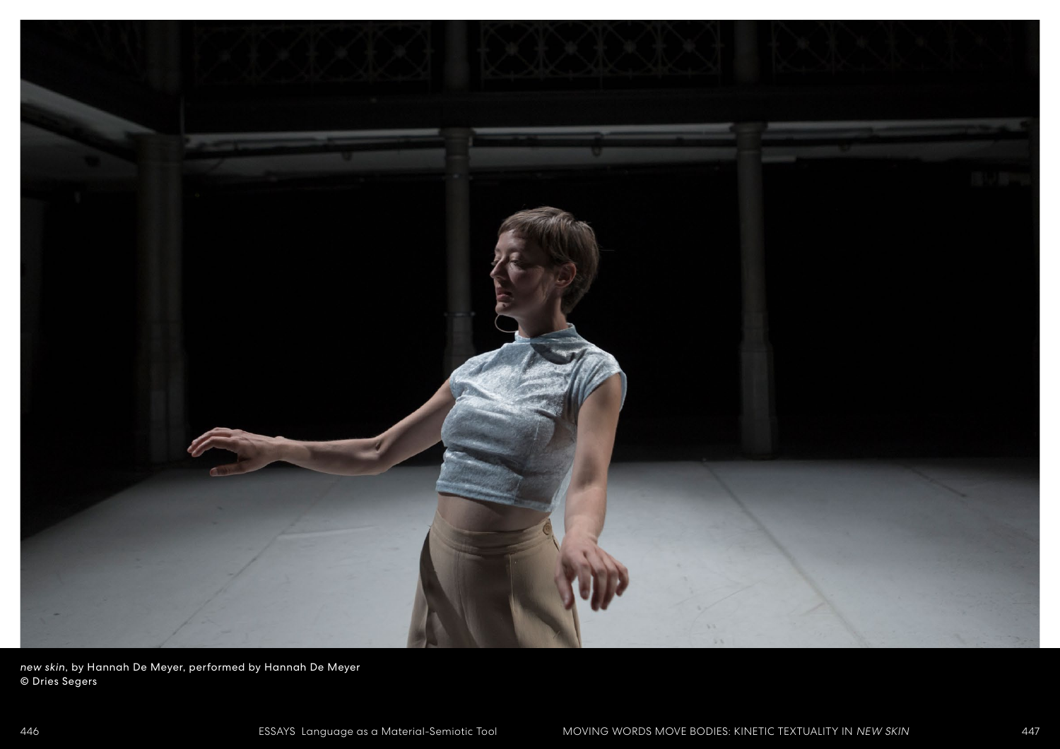*new skin*, by Hannah De Meyer, performed by Hannah De Meyer
© Dries Segers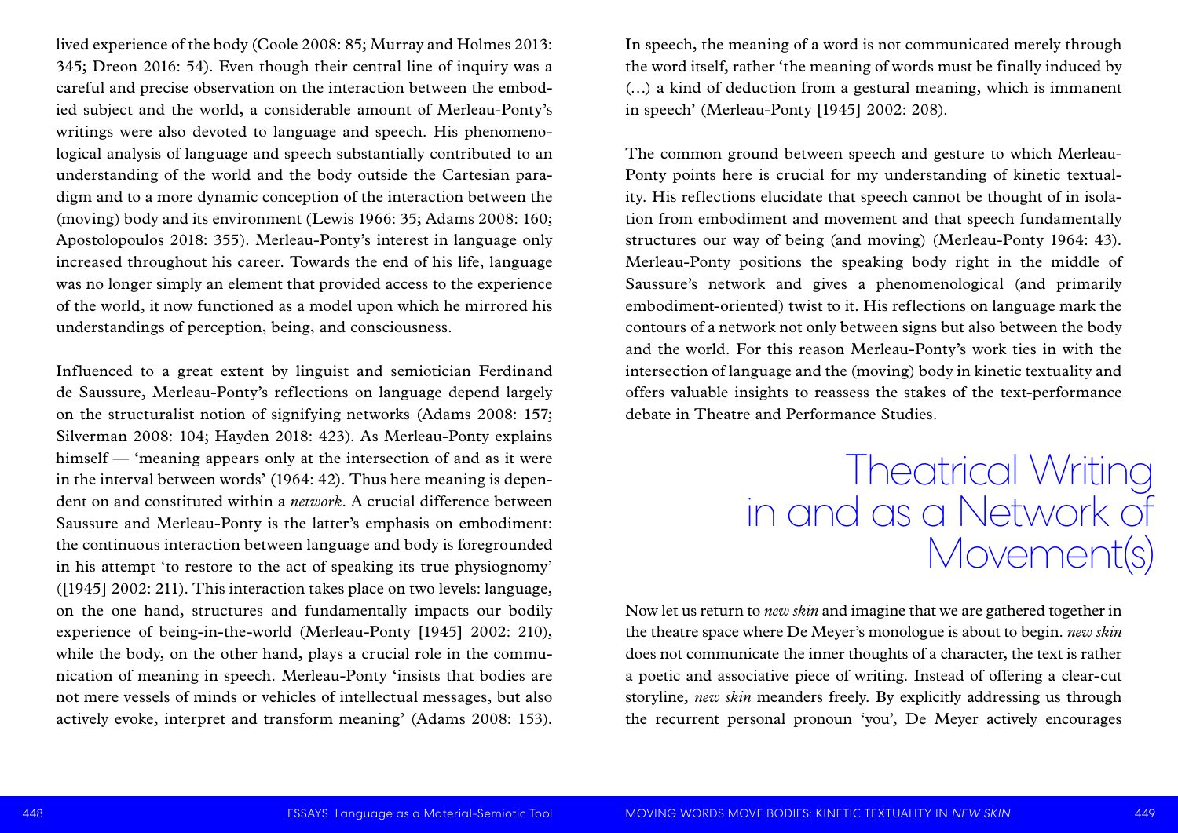lived experience of the body (Coole 2008: 85; Murray and Holmes 2013: 345; Dreon 2016: 54). Even though their central line of inquiry was a careful and precise observation on the interaction between the embodied subject and the world, a considerable amount of Merleau-Ponty's writings were also devoted to language and speech. His phenomenological analysis of language and speech substantially contributed to an understanding of the world and the body outside the Cartesian paradigm and to a more dynamic conception of the interaction between the (moving) body and its environment (Lewis 1966: 35; Adams 2008: 160; Apostolopoulos 2018: 355). Merleau-Ponty's interest in language only increased throughout his career. Towards the end of his life, language was no longer simply an element that provided access to the experience of the world, it now functioned as a model upon which he mirrored his understandings of perception, being, and consciousness.

Influenced to a great extent by linguist and semiotician Ferdinand de Saussure, Merleau-Ponty's reflections on language depend largely on the structuralist notion of signifying networks (Adams 2008: 157; Silverman 2008: 104; Hayden 2018: 423). As Merleau-Ponty explains himself — 'meaning appears only at the intersection of and as it were in the interval between words' (1964: 42). Thus here meaning is dependent on and constituted within a *network*. A crucial difference between Saussure and Merleau-Ponty is the latter's emphasis on embodiment: the continuous interaction between language and body is foregrounded in his attempt 'to restore to the act of speaking its true physiognomy' ([1945] 2002: 211). This interaction takes place on two levels: language, on the one hand, structures and fundamentally impacts our bodily experience of being-in-the-world (Merleau-Ponty [1945] 2002: 210), while the body, on the other hand, plays a crucial role in the communication of meaning in speech. Merleau-Ponty 'insists that bodies are not mere vessels of minds or vehicles of intellectual messages, but also actively evoke, interpret and transform meaning' (Adams 2008: 153). In speech, the meaning of a word is not communicated merely through the word itself, rather 'the meaning of words must be finally induced by (…) a kind of deduction from a gestural meaning, which is immanent in speech' (Merleau-Ponty [1945] 2002: 208).

The common ground between speech and gesture to which Merleau-Ponty points here is crucial for my understanding of kinetic textuality. His reflections elucidate that speech cannot be thought of in isolation from embodiment and movement and that speech fundamentally structures our way of being (and moving) (Merleau-Ponty 1964: 43). Merleau-Ponty positions the speaking body right in the middle of Saussure's network and gives a phenomenological (and primarily embodiment-oriented) twist to it. His reflections on language mark the contours of a network not only between signs but also between the body and the world. For this reason Merleau-Ponty's work ties in with the intersection of language and the (moving) body in kinetic textuality and offers valuable insights to reassess the stakes of the text-performance debate in Theatre and Performance Studies.

## Theatrical Writing in and as a Network of Movement(s)

Now let us return to *new skin* and imagine that we are gathered together in the theatre space where De Meyer's monologue is about to begin. *new skin* does not communicate the inner thoughts of a character, the text is rather a poetic and associative piece of writing. Instead of offering a clear-cut storyline, *new skin* meanders freely. By explicitly addressing us through the recurrent personal pronoun 'you', De Meyer actively encourages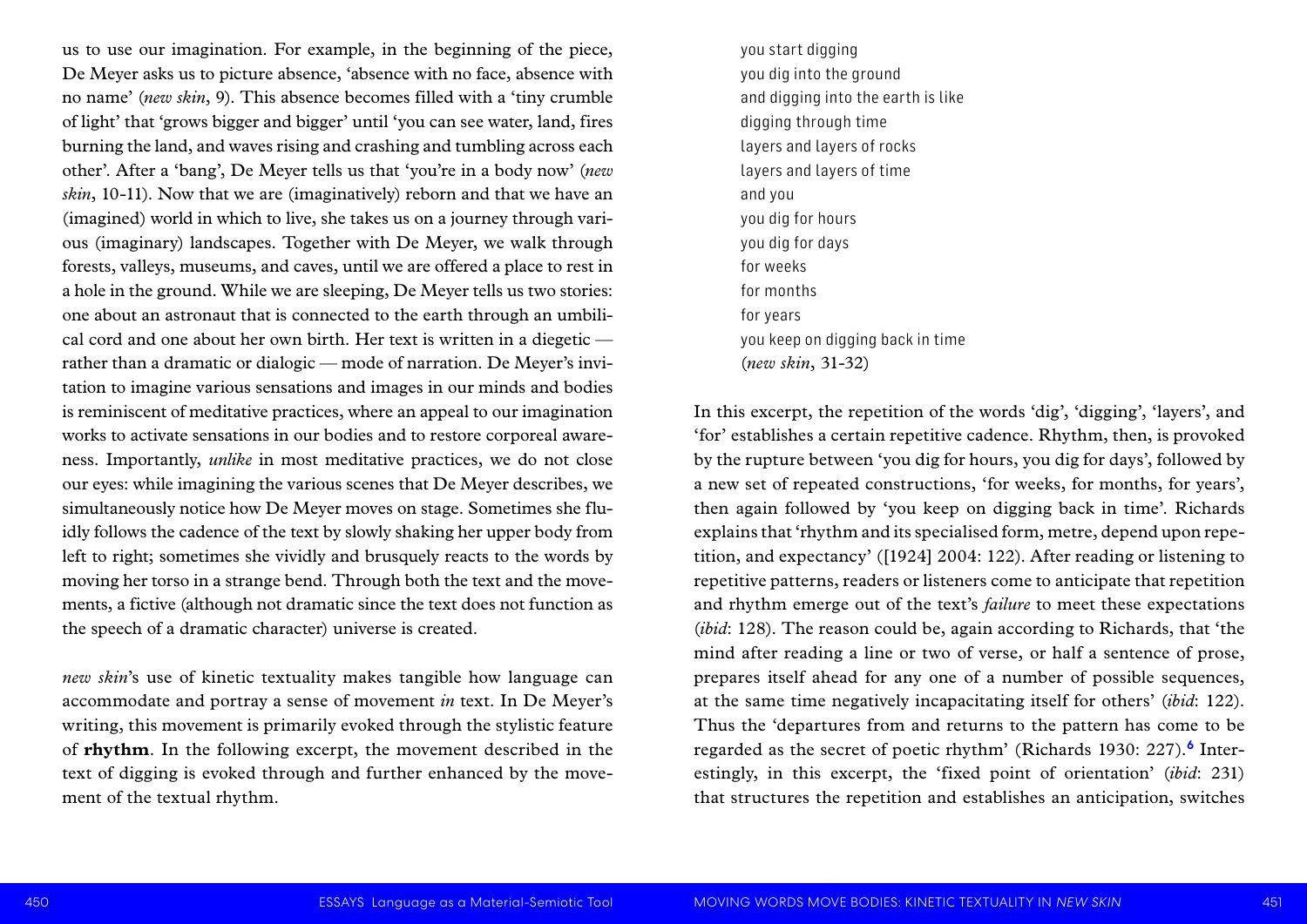us to use our imagination. For example, in the beginning of the piece, De Meyer asks us to picture absence, 'absence with no face, absence with no name' (*new skin*, 9). This absence becomes filled with a 'tiny crumble of light' that 'grows bigger and bigger' until 'you can see water, land, fires burning the land, and waves rising and crashing and tumbling across each other'. After a 'bang', De Meyer tells us that 'you're in a body now' (*new skin*, 10-11). Now that we are (imaginatively) reborn and that we have an (imagined) world in which to live, she takes us on a journey through various (imaginary) landscapes. Together with De Meyer, we walk through forests, valleys, museums, and caves, until we are offered a place to rest in a hole in the ground. While we are sleeping, De Meyer tells us two stories: one about an astronaut that is connected to the earth through an umbilical cord and one about her own birth. Her text is written in a diegetic — rather than a dramatic or dialogic — mode of narration. De Meyer's invitation to imagine various sensations and images in our minds and bodies is reminiscent of meditative practices, where an appeal to our imagination works to activate sensations in our bodies and to restore corporeal awareness. Importantly, *unlike* in most meditative practices, we do not close our eyes: while imagining the various scenes that De Meyer describes, we simultaneously notice how De Meyer moves on stage. Sometimes she fluidly follows the cadence of the text by slowly shaking her upper body from left to right; sometimes she vividly and brusquely reacts to the words by moving her torso in a strange bend. Through both the text and the movements, a fictive (although not dramatic since the text does not function as the speech of a dramatic character) universe is created.

*new skin*'s use of kinetic textuality makes tangible how language can accommodate and portray a sense of movement *in* text. In De Meyer's writing, this movement is primarily evoked through the stylistic feature of **rhythm**. In the following excerpt, the movement described in the text of digging is evoked through and further enhanced by the movement of the textual rhythm.

> you start digging
> you dig into the ground
> and digging into the earth is like
> digging through time
> layers and layers of rocks
> layers and layers of time
> and you
> you dig for hours
> you dig for days
> for weeks
> for months
> for years
> you keep on digging back in time
> (*new skin*, 31-32)

In this excerpt, the repetition of the words 'dig', 'digging', 'layers', and 'for' establishes a certain repetitive cadence. Rhythm, then, is provoked by the rupture between 'you dig for hours, you dig for days', followed by a new set of repeated constructions, 'for weeks, for months, for years', then again followed by 'you keep on digging back in time'. Richards explains that 'rhythm and its specialised form, metre, depend upon repetition, and expectancy' ([1924] 2004: 122). After reading or listening to repetitive patterns, readers or listeners come to anticipate that repetition and rhythm emerge out of the text's *failure* to meet these expectations (*ibid*: 128). The reason could be, again according to Richards, that 'the mind after reading a line or two of verse, or half a sentence of prose, prepares itself ahead for any one of a number of possible sequences, at the same time negatively incapacitating itself for others' (*ibid*: 122). Thus the 'departures from and returns to the pattern has come to be regarded as the secret of poetic rhythm' (Richards 1930: 227).[6] Interestingly, in this excerpt, the 'fixed point of orientation' (*ibid*: 231) that structures the repetition and establishes an anticipation, switches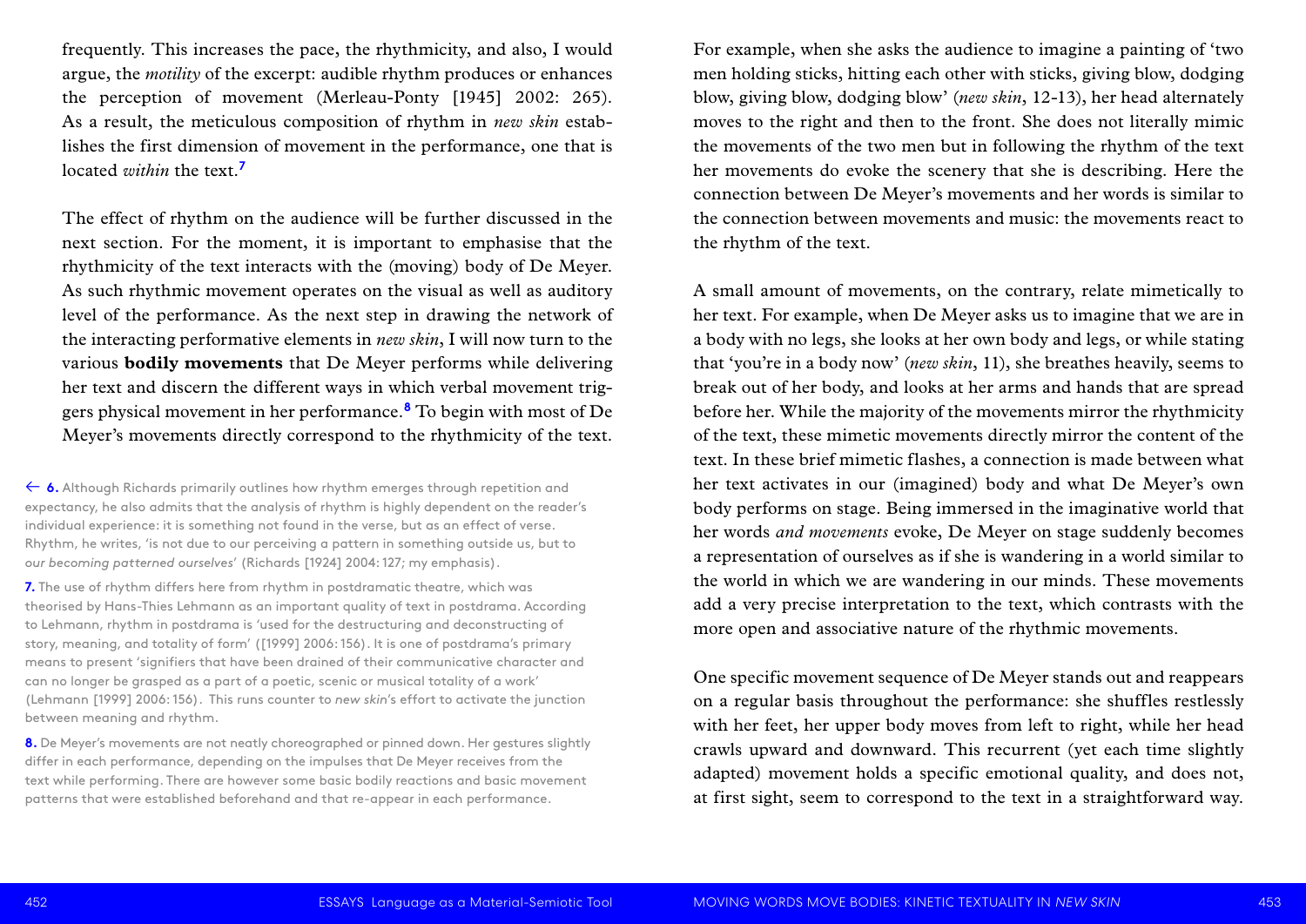frequently. This increases the pace, the rhythmicity, and also, I would argue, the *motility* of the excerpt: audible rhythm produces or enhances the perception of movement (Merleau-Ponty [1945] 2002: 265). As a result, the meticulous composition of rhythm in *new skin* establishes the first dimension of movement in the performance, one that is located *within* the text.[7]

The effect of rhythm on the audience will be further discussed in the next section. For the moment, it is important to emphasise that the rhythmicity of the text interacts with the (moving) body of De Meyer. As such rhythmic movement operates on the visual as well as auditory level of the performance. As the next step in drawing the network of the interacting performative elements in *new skin*, I will now turn to the various **bodily movements** that De Meyer performs while delivering her text and discern the different ways in which verbal movement triggers physical movement in her performance.[8] To begin with most of De Meyer's movements directly correspond to the rhythmicity of the text.

For example, when she asks the audience to imagine a painting of 'two men holding sticks, hitting each other with sticks, giving blow, dodging blow, giving blow, dodging blow' (*new skin*, 12-13), her head alternately moves to the right and then to the front. She does not literally mimic the movements of the two men but in following the rhythm of the text her movements do evoke the scenery that she is describing. Here the connection between De Meyer's movements and her words is similar to the connection between movements and music: the movements react to the rhythm of the text.

A small amount of movements, on the contrary, relate mimetically to her text. For example, when De Meyer asks us to imagine that we are in a body with no legs, she looks at her own body and legs, or while stating that 'you're in a body now' (*new skin*, 11), she breathes heavily, seems to break out of her body, and looks at her arms and hands that are spread before her. While the majority of the movements mirror the rhythmicity of the text, these mimetic movements directly mirror the content of the text. In these brief mimetic flashes, a connection is made between what her text activates in our (imagined) body and what De Meyer's own body performs on stage. Being immersed in the imaginative world that her words *and movements* evoke, De Meyer on stage suddenly becomes a representation of ourselves as if she is wandering in a world similar to the world in which we are wandering in our minds. These movements add a very precise interpretation to the text, which contrasts with the more open and associative nature of the rhythmic movements.

One specific movement sequence of De Meyer stands out and reappears on a regular basis throughout the performance: she shuffles restlessly with her feet, her upper body moves from left to right, while her head crawls upward and downward. This recurrent (yet each time slightly adapted) movement holds a specific emotional quality, and does not, at first sight, seem to correspond to the text in a straightforward way.

---

← **6.** Although Richards primarily outlines how rhythm emerges through repetition and expectancy, he also admits that the analysis of rhythm is highly dependent on the reader's individual experience: it is something not found in the verse, but as an effect of verse. Rhythm, he writes, 'is not due to our perceiving a pattern in something outside us, but to *our becoming patterned ourselves*' (Richards [1924] 2004: 127; my emphasis).

**7.** The use of rhythm differs here from rhythm in postdramatic theatre, which was theorised by Hans-Thies Lehmann as an important quality of text in postdrama. According to Lehmann, rhythm in postdrama is 'used for the destructuring and deconstructing of story, meaning, and totality of form' ([1999] 2006: 156). It is one of postdrama's primary means to present 'signifiers that have been drained of their communicative character and can no longer be grasped as a part of a poetic, scenic or musical totality of a work' (Lehmann [1999] 2006: 156). This runs counter to *new skin*'s effort to activate the junction between meaning and rhythm.

**8.** De Meyer's movements are not neatly choreographed or pinned down. Her gestures slightly differ in each performance, depending on the impulses that De Meyer receives from the text while performing. There are however some basic bodily reactions and basic movement patterns that were established beforehand and that re-appear in each performance.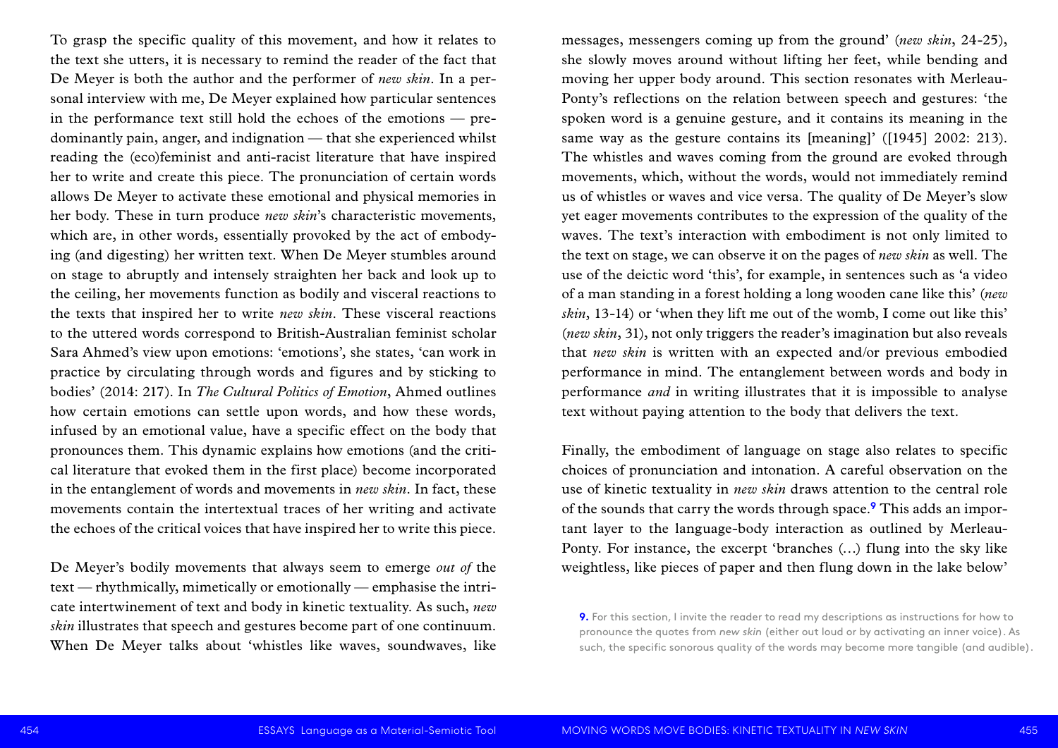To grasp the specific quality of this movement, and how it relates to the text she utters, it is necessary to remind the reader of the fact that De Meyer is both the author and the performer of *new skin*. In a personal interview with me, De Meyer explained how particular sentences in the performance text still hold the echoes of the emotions — predominantly pain, anger, and indignation — that she experienced whilst reading the (eco)feminist and anti-racist literature that have inspired her to write and create this piece. The pronunciation of certain words allows De Meyer to activate these emotional and physical memories in her body. These in turn produce *new skin*'s characteristic movements, which are, in other words, essentially provoked by the act of embodying (and digesting) her written text. When De Meyer stumbles around on stage to abruptly and intensely straighten her back and look up to the ceiling, her movements function as bodily and visceral reactions to the texts that inspired her to write *new skin*. These visceral reactions to the uttered words correspond to British-Australian feminist scholar Sara Ahmed's view upon emotions: 'emotions', she states, 'can work in practice by circulating through words and figures and by sticking to bodies' (2014: 217). In *The Cultural Politics of Emotion*, Ahmed outlines how certain emotions can settle upon words, and how these words, infused by an emotional value, have a specific effect on the body that pronounces them. This dynamic explains how emotions (and the critical literature that evoked them in the first place) become incorporated in the entanglement of words and movements in *new skin*. In fact, these movements contain the intertextual traces of her writing and activate the echoes of the critical voices that have inspired her to write this piece.

De Meyer's bodily movements that always seem to emerge *out of* the text — rhythmically, mimetically or emotionally — emphasise the intricate intertwinement of text and body in kinetic textuality. As such, *new skin* illustrates that speech and gestures become part of one continuum. When De Meyer talks about 'whistles like waves, soundwaves, like messages, messengers coming up from the ground' (*new skin*, 24-25), she slowly moves around without lifting her feet, while bending and moving her upper body around. This section resonates with Merleau-Ponty's reflections on the relation between speech and gestures: 'the spoken word is a genuine gesture, and it contains its meaning in the same way as the gesture contains its [meaning]' ([1945] 2002: 213). The whistles and waves coming from the ground are evoked through movements, which, without the words, would not immediately remind us of whistles or waves and vice versa. The quality of De Meyer's slow yet eager movements contributes to the expression of the quality of the waves. The text's interaction with embodiment is not only limited to the text on stage, we can observe it on the pages of *new skin* as well. The use of the deictic word 'this', for example, in sentences such as 'a video of a man standing in a forest holding a long wooden cane like this' (*new skin*, 13-14) or 'when they lift me out of the womb, I come out like this' (*new skin*, 31), not only triggers the reader's imagination but also reveals that *new skin* is written with an expected and/or previous embodied performance in mind. The entanglement between words and body in performance *and* in writing illustrates that it is impossible to analyse text without paying attention to the body that delivers the text.

Finally, the embodiment of language on stage also relates to specific choices of pronunciation and intonation. A careful observation on the use of kinetic textuality in *new skin* draws attention to the central role of the sounds that carry the words through space.[9] This adds an important layer to the language-body interaction as outlined by Merleau-Ponty. For instance, the excerpt 'branches (…) flung into the sky like weightless, like pieces of paper and then flung down in the lake below'

[9] For this section, I invite the reader to read my descriptions as instructions for how to pronounce the quotes from *new skin* (either out loud or by activating an inner voice). As such, the specific sonorous quality of the words may become more tangible (and audible).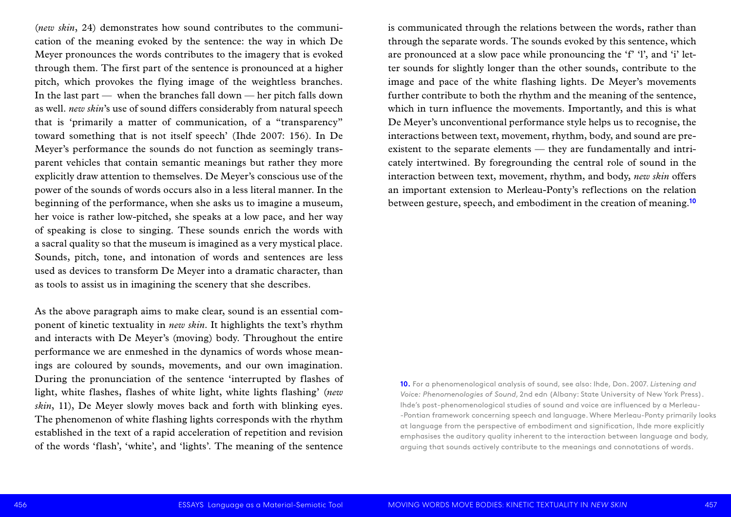(*new skin*, 24) demonstrates how sound contributes to the communication of the meaning evoked by the sentence: the way in which De Meyer pronounces the words contributes to the imagery that is evoked through them. The first part of the sentence is pronounced at a higher pitch, which provokes the flying image of the weightless branches. In the last part — when the branches fall down — her pitch falls down as well. *new skin*'s use of sound differs considerably from natural speech that is 'primarily a matter of communication, of a "transparency" toward something that is not itself speech' (Ihde 2007: 156). In De Meyer's performance the sounds do not function as seemingly transparent vehicles that contain semantic meanings but rather they more explicitly draw attention to themselves. De Meyer's conscious use of the power of the sounds of words occurs also in a less literal manner. In the beginning of the performance, when she asks us to imagine a museum, her voice is rather low-pitched, she speaks at a low pace, and her way of speaking is close to singing. These sounds enrich the words with a sacral quality so that the museum is imagined as a very mystical place. Sounds, pitch, tone, and intonation of words and sentences are less used as devices to transform De Meyer into a dramatic character, than as tools to assist us in imagining the scenery that she describes.

As the above paragraph aims to make clear, sound is an essential component of kinetic textuality in *new skin*. It highlights the text's rhythm and interacts with De Meyer's (moving) body. Throughout the entire performance we are enmeshed in the dynamics of words whose meanings are coloured by sounds, movements, and our own imagination. During the pronunciation of the sentence 'interrupted by flashes of light, white flashes, flashes of white light, white lights flashing' (*new skin*, 11), De Meyer slowly moves back and forth with blinking eyes. The phenomenon of white flashing lights corresponds with the rhythm established in the text of a rapid acceleration of repetition and revision of the words 'flash', 'white', and 'lights'. The meaning of the sentence is communicated through the relations between the words, rather than through the separate words. The sounds evoked by this sentence, which are pronounced at a slow pace while pronouncing the 'f' 'l', and 'i' letter sounds for slightly longer than the other sounds, contribute to the image and pace of the white flashing lights. De Meyer's movements further contribute to both the rhythm and the meaning of the sentence, which in turn influence the movements. Importantly, and this is what De Meyer's unconventional performance style helps us to recognise, the interactions between text, movement, rhythm, body, and sound are pre-existent to the separate elements — they are fundamentally and intricately intertwined. By foregrounding the central role of sound in the interaction between text, movement, rhythm, and body, *new skin* offers an important extension to Merleau-Ponty's reflections on the relation between gesture, speech, and embodiment in the creation of meaning.[10]

**10.** For a phenomenological analysis of sound, see also: Ihde, Don. 2007. *Listening and Voice: Phenomenologies of Sound*, 2nd edn (Albany: State University of New York Press). Ihde's post-phenomenological studies of sound and voice are influenced by a Merleau-Pontian framework concerning speech and language. Where Merleau-Ponty primarily looks at language from the perspective of embodiment and signification, Ihde more explicitly emphasises the auditory quality inherent to the interaction between language and body, arguing that sounds actively contribute to the meanings and connotations of words.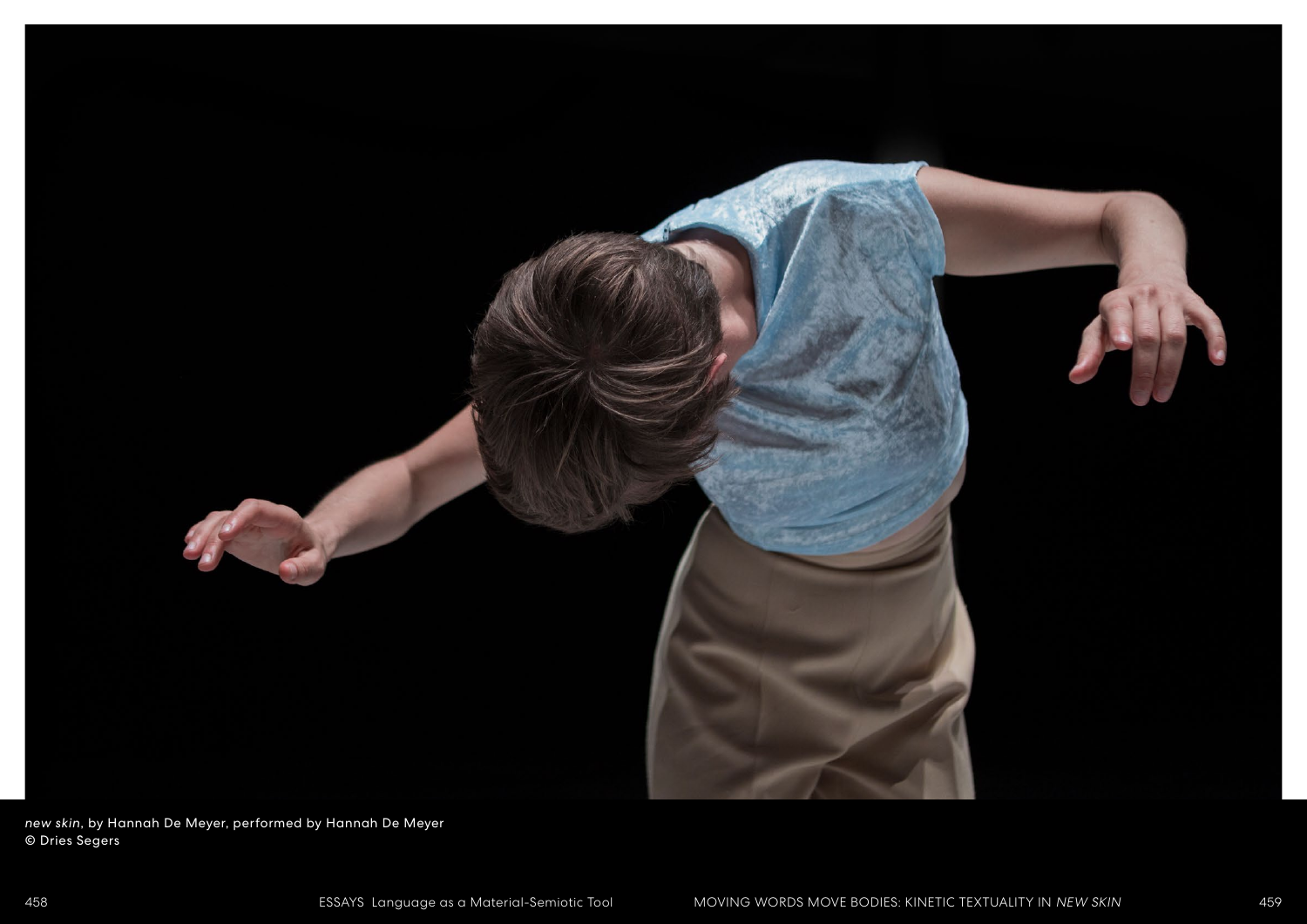*new skin*, by Hannah De Meyer, performed by Hannah De Meyer
© Dries Segers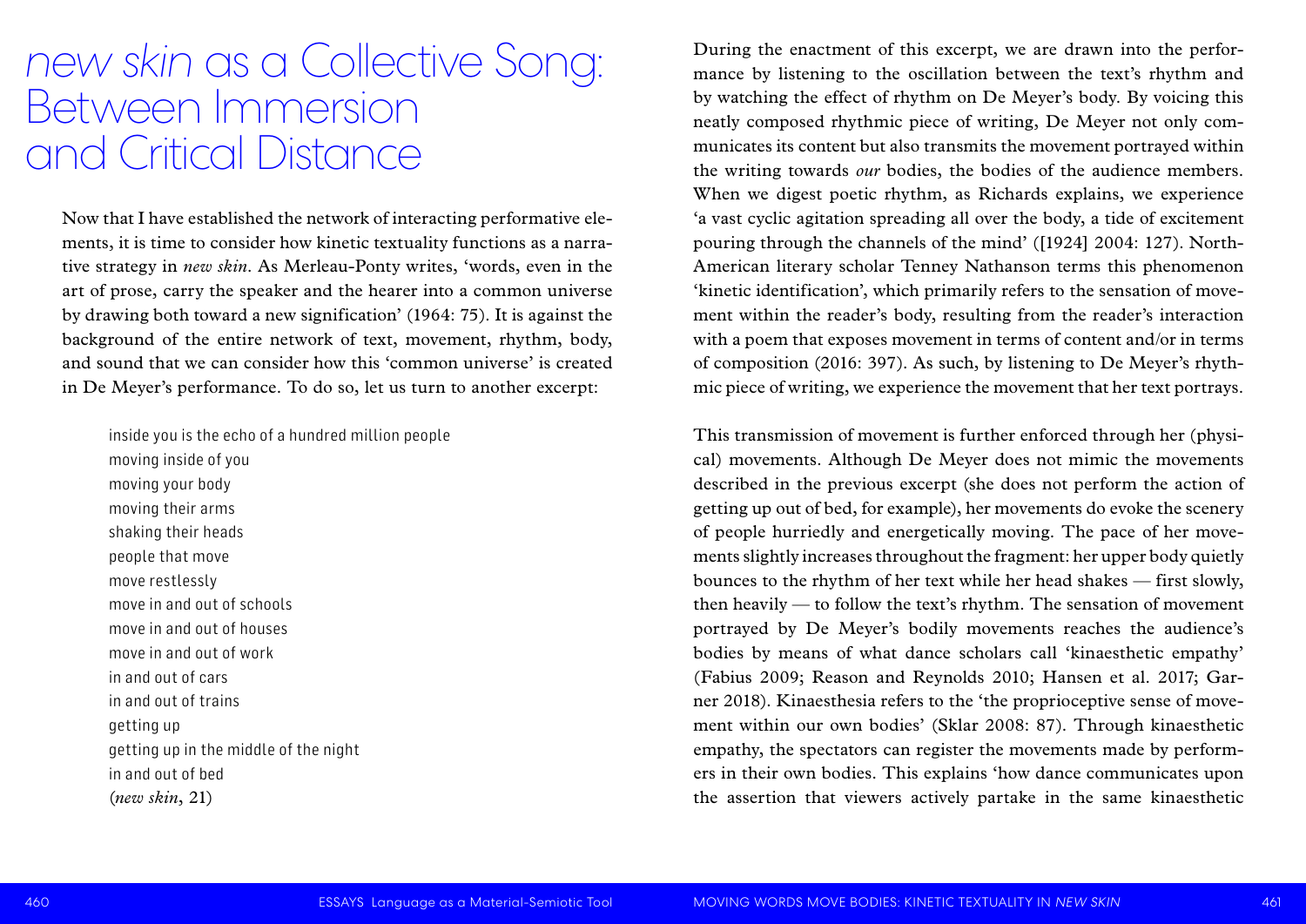# *new skin* as a Collective Song: Between Immersion and Critical Distance

Now that I have established the network of interacting performative elements, it is time to consider how kinetic textuality functions as a narrative strategy in *new skin*. As Merleau-Ponty writes, 'words, even in the art of prose, carry the speaker and the hearer into a common universe by drawing both toward a new signification' (1964: 75). It is against the background of the entire network of text, movement, rhythm, body, and sound that we can consider how this 'common universe' is created in De Meyer's performance. To do so, let us turn to another excerpt:

> inside you is the echo of a hundred million people
> moving inside of you
> moving your body
> moving their arms
> shaking their heads
> people that move
> move restlessly
> move in and out of schools
> move in and out of houses
> move in and out of work
> in and out of cars
> in and out of trains
> getting up
> getting up in the middle of the night
> in and out of bed
> (*new skin*, 21)

During the enactment of this excerpt, we are drawn into the performance by listening to the oscillation between the text's rhythm and by watching the effect of rhythm on De Meyer's body. By voicing this neatly composed rhythmic piece of writing, De Meyer not only communicates its content but also transmits the movement portrayed within the writing towards *our* bodies, the bodies of the audience members. When we digest poetic rhythm, as Richards explains, we experience 'a vast cyclic agitation spreading all over the body, a tide of excitement pouring through the channels of the mind' ([1924] 2004: 127). North-American literary scholar Tenney Nathanson terms this phenomenon 'kinetic identification', which primarily refers to the sensation of movement within the reader's body, resulting from the reader's interaction with a poem that exposes movement in terms of content and/or in terms of composition (2016: 397). As such, by listening to De Meyer's rhythmic piece of writing, we experience the movement that her text portrays.

This transmission of movement is further enforced through her (physical) movements. Although De Meyer does not mimic the movements described in the previous excerpt (she does not perform the action of getting up out of bed, for example), her movements do evoke the scenery of people hurriedly and energetically moving. The pace of her movements slightly increases throughout the fragment: her upper body quietly bounces to the rhythm of her text while her head shakes — first slowly, then heavily — to follow the text's rhythm. The sensation of movement portrayed by De Meyer's bodily movements reaches the audience's bodies by means of what dance scholars call 'kinaesthetic empathy' (Fabius 2009; Reason and Reynolds 2010; Hansen et al. 2017; Garner 2018). Kinaesthesia refers to the 'the proprioceptive sense of movement within our own bodies' (Sklar 2008: 87). Through kinaesthetic empathy, the spectators can register the movements made by performers in their own bodies. This explains 'how dance communicates upon the assertion that viewers actively partake in the same kinaesthetic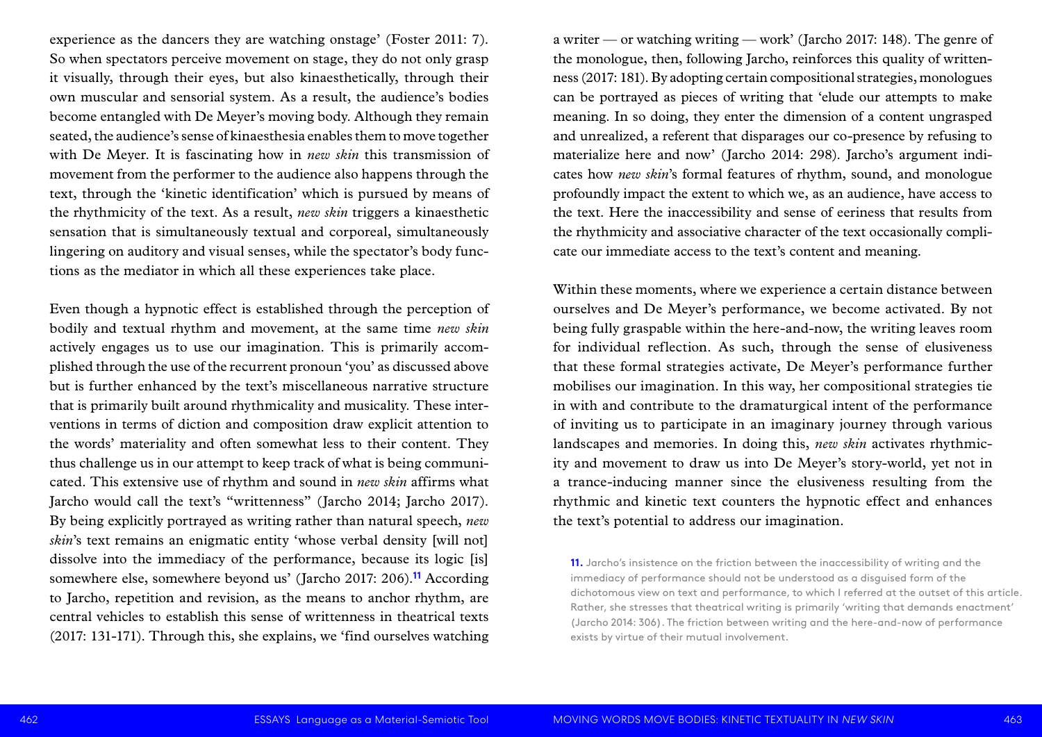experience as the dancers they are watching onstage' (Foster 2011: 7). So when spectators perceive movement on stage, they do not only grasp it visually, through their eyes, but also kinaesthetically, through their own muscular and sensorial system. As a result, the audience's bodies become entangled with De Meyer's moving body. Although they remain seated, the audience's sense of kinaesthesia enables them to move together with De Meyer. It is fascinating how in *new skin* this transmission of movement from the performer to the audience also happens through the text, through the 'kinetic identification' which is pursued by means of the rhythmicity of the text. As a result, *new skin* triggers a kinaesthetic sensation that is simultaneously textual and corporeal, simultaneously lingering on auditory and visual senses, while the spectator's body functions as the mediator in which all these experiences take place.

Even though a hypnotic effect is established through the perception of bodily and textual rhythm and movement, at the same time *new skin* actively engages us to use our imagination. This is primarily accomplished through the use of the recurrent pronoun 'you' as discussed above but is further enhanced by the text's miscellaneous narrative structure that is primarily built around rhythmicality and musicality. These interventions in terms of diction and composition draw explicit attention to the words' materiality and often somewhat less to their content. They thus challenge us in our attempt to keep track of what is being communicated. This extensive use of rhythm and sound in *new skin* affirms what Jarcho would call the text's "writtenness" (Jarcho 2014; Jarcho 2017). By being explicitly portrayed as writing rather than natural speech, *new skin*'s text remains an enigmatic entity 'whose verbal density [will not] dissolve into the immediacy of the performance, because its logic [is] somewhere else, somewhere beyond us' (Jarcho 2017: 206).[11] According to Jarcho, repetition and revision, as the means to anchor rhythm, are central vehicles to establish this sense of writtenness in theatrical texts (2017: 131-171). Through this, she explains, we 'find ourselves watching a writer — or watching writing — work' (Jarcho 2017: 148). The genre of the monologue, then, following Jarcho, reinforces this quality of writtenness (2017: 181). By adopting certain compositional strategies, monologues can be portrayed as pieces of writing that 'elude our attempts to make meaning. In so doing, they enter the dimension of a content ungrasped and unrealized, a referent that disparages our co-presence by refusing to materialize here and now' (Jarcho 2014: 298). Jarcho's argument indicates how *new skin*'s formal features of rhythm, sound, and monologue profoundly impact the extent to which we, as an audience, have access to the text. Here the inaccessibility and sense of eeriness that results from the rhythmicity and associative character of the text occasionally complicate our immediate access to the text's content and meaning.

Within these moments, where we experience a certain distance between ourselves and De Meyer's performance, we become activated. By not being fully graspable within the here-and-now, the writing leaves room for individual reflection. As such, through the sense of elusiveness that these formal strategies activate, De Meyer's performance further mobilises our imagination. In this way, her compositional strategies tie in with and contribute to the dramaturgical intent of the performance of inviting us to participate in an imaginary journey through various landscapes and memories. In doing this, *new skin* activates rhythmicity and movement to draw us into De Meyer's story-world, yet not in a trance-inducing manner since the elusiveness resulting from the rhythmic and kinetic text counters the hypnotic effect and enhances the text's potential to address our imagination.

**11.** Jarcho's insistence on the friction between the inaccessibility of writing and the immediacy of performance should not be understood as a disguised form of the dichotomous view on text and performance, to which I referred at the outset of this article. Rather, she stresses that theatrical writing is primarily 'writing that demands enactment' (Jarcho 2014: 306). The friction between writing and the here-and-now of performance exists by virtue of their mutual involvement.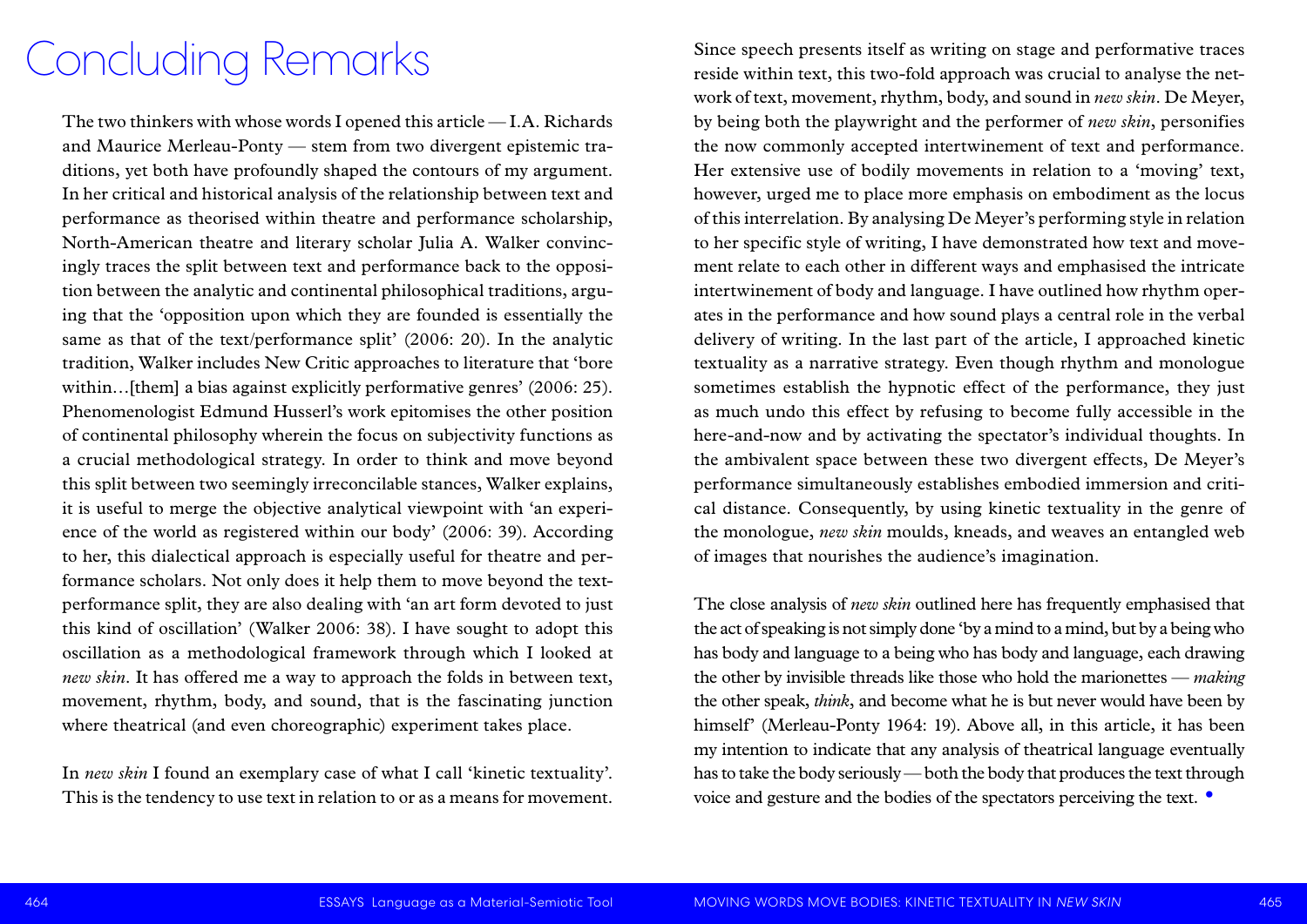# Concluding Remarks

The two thinkers with whose words I opened this article — I.A. Richards and Maurice Merleau-Ponty — stem from two divergent epistemic traditions, yet both have profoundly shaped the contours of my argument. In her critical and historical analysis of the relationship between text and performance as theorised within theatre and performance scholarship, North-American theatre and literary scholar Julia A. Walker convincingly traces the split between text and performance back to the opposition between the analytic and continental philosophical traditions, arguing that the 'opposition upon which they are founded is essentially the same as that of the text/performance split' (2006: 20). In the analytic tradition, Walker includes New Critic approaches to literature that 'bore within…[them] a bias against explicitly performative genres' (2006: 25). Phenomenologist Edmund Husserl's work epitomises the other position of continental philosophy wherein the focus on subjectivity functions as a crucial methodological strategy. In order to think and move beyond this split between two seemingly irreconcilable stances, Walker explains, it is useful to merge the objective analytical viewpoint with 'an experience of the world as registered within our body' (2006: 39). According to her, this dialectical approach is especially useful for theatre and performance scholars. Not only does it help them to move beyond the text-performance split, they are also dealing with 'an art form devoted to just this kind of oscillation' (Walker 2006: 38). I have sought to adopt this oscillation as a methodological framework through which I looked at *new skin*. It has offered me a way to approach the folds in between text, movement, rhythm, body, and sound, that is the fascinating junction where theatrical (and even choreographic) experiment takes place.

In *new skin* I found an exemplary case of what I call 'kinetic textuality'. This is the tendency to use text in relation to or as a means for movement. Since speech presents itself as writing on stage and performative traces reside within text, this two-fold approach was crucial to analyse the network of text, movement, rhythm, body, and sound in *new skin*. De Meyer, by being both the playwright and the performer of *new skin*, personifies the now commonly accepted intertwinement of text and performance. Her extensive use of bodily movements in relation to a 'moving' text, however, urged me to place more emphasis on embodiment as the locus of this interrelation. By analysing De Meyer's performing style in relation to her specific style of writing, I have demonstrated how text and movement relate to each other in different ways and emphasised the intricate intertwinement of body and language. I have outlined how rhythm operates in the performance and how sound plays a central role in the verbal delivery of writing. In the last part of the article, I approached kinetic textuality as a narrative strategy. Even though rhythm and monologue sometimes establish the hypnotic effect of the performance, they just as much undo this effect by refusing to become fully accessible in the here-and-now and by activating the spectator's individual thoughts. In the ambivalent space between these two divergent effects, De Meyer's performance simultaneously establishes embodied immersion and critical distance. Consequently, by using kinetic textuality in the genre of the monologue, *new skin* moulds, kneads, and weaves an entangled web of images that nourishes the audience's imagination.

The close analysis of *new skin* outlined here has frequently emphasised that the act of speaking is not simply done 'by a mind to a mind, but by a being who has body and language to a being who has body and language, each drawing the other by invisible threads like those who hold the marionettes — *making* the other speak, *think*, and become what he is but never would have been by himself' (Merleau-Ponty 1964: 19). Above all, in this article, it has been my intention to indicate that any analysis of theatrical language eventually has to take the body seriously — both the body that produces the text through voice and gesture and the bodies of the spectators perceiving the text. •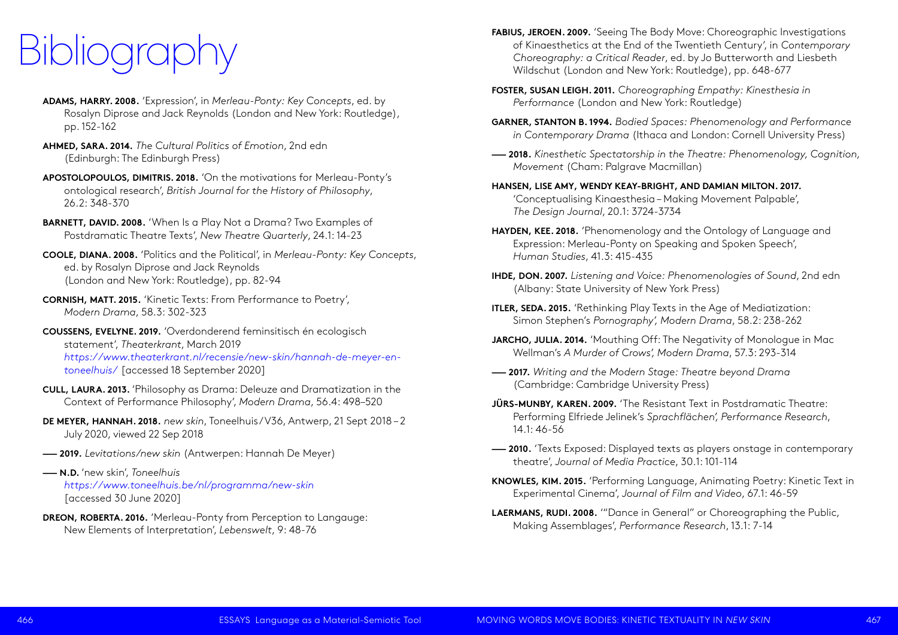# Bibliography

**ADAMS, HARRY. 2008.** 'Expression', in *Merleau-Ponty: Key Concepts*, ed. by Rosalyn Diprose and Jack Reynolds (London and New York: Routledge), pp. 152-162

**AHMED, SARA. 2014.** *The Cultural Politics of Emotion*, 2nd edn (Edinburgh: The Edinburgh Press)

**APOSTOLOPOULOS, DIMITRIS. 2018.** 'On the motivations for Merleau-Ponty's ontological research', *British Journal for the History of Philosophy*, 26.2: 348-370

**BARNETT, DAVID. 2008.** 'When Is a Play Not a Drama? Two Examples of Postdramatic Theatre Texts', *New Theatre Quarterly*, 24.1: 14-23

**COOLE, DIANA. 2008.** 'Politics and the Political', in *Merleau-Ponty: Key Concepts*, ed. by Rosalyn Diprose and Jack Reynolds (London and New York: Routledge), pp. 82-94

**CORNISH, MATT. 2015.** 'Kinetic Texts: From Performance to Poetry', *Modern Drama*, 58.3: 302-323

**COUSSENS, EVELYNE. 2019.** 'Overdonderend feminsitisch én ecologisch statement', *Theaterkrant*, March 2019 *https://www.theaterkrant.nl/recensie/new-skin/hannah-de-meyer-en-toneelhuis/* [accessed 18 September 2020]

**CULL, LAURA. 2013.** 'Philosophy as Drama: Deleuze and Dramatization in the Context of Performance Philosophy', *Modern Drama*, 56.4: 498–520

**DE MEYER, HANNAH. 2018.** *new skin*, Toneelhuis/V36, Antwerp, 21 Sept 2018 – 2 July 2020, viewed 22 Sep 2018

**—— 2019.** *Levitations/new skin* (Antwerpen: Hannah De Meyer)

**—— N.D.** 'new skin', *Toneelhuis* *https://www.toneelhuis.be/nl/programma/new-skin* [accessed 30 June 2020]

**DREON, ROBERTA. 2016.** 'Merleau-Ponty from Perception to Langauge: New Elements of Interpretation', *Lebenswelt*, 9: 48-76

**FABIUS, JEROEN. 2009.** 'Seeing The Body Move: Choreographic Investigations of Kinaesthetics at the End of the Twentieth Century', in *Contemporary Choreography: a Critical Reader*, ed. by Jo Butterworth and Liesbeth Wildschut (London and New York: Routledge), pp. 648-677

**FOSTER, SUSAN LEIGH. 2011.** *Choreographing Empathy: Kinesthesia in Performance* (London and New York: Routledge)

**GARNER, STANTON B. 1994.** *Bodied Spaces: Phenomenology and Performance in Contemporary Drama* (Ithaca and London: Cornell University Press)

**—— 2018.** *Kinesthetic Spectatorship in the Theatre: Phenomenology, Cognition, Movement* (Cham: Palgrave Macmillan)

**HANSEN, LISE AMY, WENDY KEAY-BRIGHT, AND DAMIAN MILTON. 2017.** 'Conceptualising Kinaesthesia – Making Movement Palpable', *The Design Journal*, 20.1: 3724-3734

**HAYDEN, KEE. 2018.** 'Phenomenology and the Ontology of Language and Expression: Merleau-Ponty on Speaking and Spoken Speech', *Human Studies*, 41.3: 415-435

**IHDE, DON. 2007.** *Listening and Voice: Phenomenologies of Sound*, 2nd edn (Albany: State University of New York Press)

**ITLER, SEDA. 2015.** 'Rethinking Play Texts in the Age of Mediatization: Simon Stephen's *Pornography*', *Modern Drama*, 58.2: 238-262

**JARCHO, JULIA. 2014.** 'Mouthing Off: The Negativity of Monologue in Mac Wellman's *A Murder of Crows*', *Modern Drama*, 57.3: 293-314

**—— 2017.** *Writing and the Modern Stage: Theatre beyond Drama* (Cambridge: Cambridge University Press)

**JÜRS-MUNBY, KAREN. 2009.** 'The Resistant Text in Postdramatic Theatre: Performing Elfriede Jelinek's *Sprachflächen*', *Performance Research*, 14.1: 46-56

**—— 2010.** 'Texts Exposed: Displayed texts as players onstage in contemporary theatre', *Journal of Media Practice*, 30.1: 101-114

**KNOWLES, KIM. 2015.** 'Performing Language, Animating Poetry: Kinetic Text in Experimental Cinema', *Journal of Film and Video*, 67.1: 46-59

**LAERMANS, RUDI. 2008.** '"Dance in General" or Choreographing the Public, Making Assemblages', *Performance Research*, 13.1: 7-14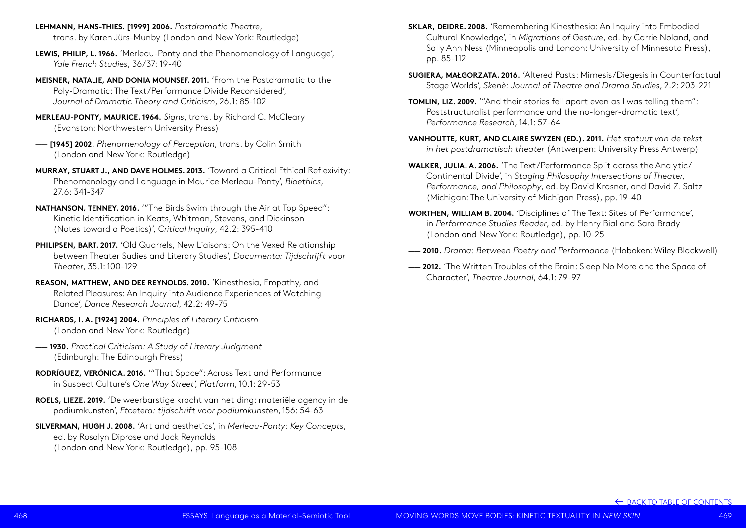**LEHMANN, HANS-THIES. [1999] 2006.** *Postdramatic Theatre*, trans. by Karen Jürs-Munby (London and New York: Routledge)

**LEWIS, PHILIP, L. 1966.** 'Merleau-Ponty and the Phenomenology of Language', *Yale French Studies*, 36/37: 19-40

**MEISNER, NATALIE, AND DONIA MOUNSEF. 2011.** 'From the Postdramatic to the Poly-Dramatic: The Text/Performance Divide Reconsidered', *Journal of Dramatic Theory and Criticism*, 26.1: 85-102

**MERLEAU-PONTY, MAURICE. 1964.** *Signs*, trans. by Richard C. McCleary (Evanston: Northwestern University Press)

**—— [1945] 2002.** *Phenomenology of Perception*, trans. by Colin Smith (London and New York: Routledge)

**MURRAY, STUART J., AND DAVE HOLMES. 2013.** 'Toward a Critical Ethical Reflexivity: Phenomenology and Language in Maurice Merleau-Ponty', *Bioethics*, 27.6: 341-347

**NATHANSON, TENNEY. 2016.** '"The Birds Swim through the Air at Top Speed": Kinetic Identification in Keats, Whitman, Stevens, and Dickinson (Notes toward a Poetics)', *Critical Inquiry*, 42.2: 395-410

**PHILIPSEN, BART. 2017.** 'Old Quarrels, New Liaisons: On the Vexed Relationship between Theater Sudies and Literary Studies', *Documenta: Tijdschrijft voor Theater*, 35.1: 100-129

**REASON, MATTHEW, AND DEE REYNOLDS. 2010.** 'Kinesthesia, Empathy, and Related Pleasures: An Inquiry into Audience Experiences of Watching Dance', *Dance Research Journal*, 42.2: 49-75

**RICHARDS, I. A. [1924] 2004.** *Principles of Literary Criticism* (London and New York: Routledge)

**—— 1930.** *Practical Criticism: A Study of Literary Judgment* (Edinburgh: The Edinburgh Press)

**RODRÍGUEZ, VERÓNICA. 2016.** '"That Space": Across Text and Performance in Suspect Culture's *One Way Street', Platform*, 10.1: 29-53

**ROELS, LIEZE. 2019.** 'De weerbarstige kracht van het ding: materiële agency in de podiumkunsten', *Etcetera: tijdschrift voor podiumkunsten*, 156: 54-63

**SILVERMAN, HUGH J. 2008.** 'Art and aesthetics', in *Merleau-Ponty: Key Concepts*, ed. by Rosalyn Diprose and Jack Reynolds (London and New York: Routledge), pp. 95-108

**SKLAR, DEIDRE. 2008.** 'Remembering Kinesthesia: An Inquiry into Embodied Cultural Knowledge', in *Migrations of Gesture*, ed. by Carrie Noland, and Sally Ann Ness (Minneapolis and London: University of Minnesota Press), pp. 85-112

**SUGIERA, MAŁGORZATA. 2016.** 'Altered Pasts: Mimesis/Diegesis in Counterfactual Stage Worlds', *Skenè: Journal of Theatre and Drama Studies*, 2.2: 203-221

**TOMLIN, LIZ. 2009.** '"And their stories fell apart even as I was telling them": Poststructuralist performance and the no-longer-dramatic text', *Performance Research*, 14.1: 57-64

**VANHOUTTE, KURT, AND CLAIRE SWYZEN (ED.). 2011.** *Het statuut van de tekst in het postdramatisch theater* (Antwerpen: University Press Antwerp)

**WALKER, JULIA. A. 2006.** 'The Text/Performance Split across the Analytic/Continental Divide', in *Staging Philosophy Intersections of Theater, Performance, and Philosophy*, ed. by David Krasner, and David Z. Saltz (Michigan: The University of Michigan Press), pp. 19-40

**WORTHEN, WILLIAM B. 2004.** 'Disciplines of The Text: Sites of Performance', in *Performance Studies Reader*, ed. by Henry Bial and Sara Brady (London and New York: Routledge), pp. 10-25

**—— 2010.** *Drama: Between Poetry and Performance* (Hoboken: Wiley Blackwell)

**—— 2012.** 'The Written Troubles of the Brain: Sleep No More and the Space of Character', *Theatre Journal*, 64.1: 79-97